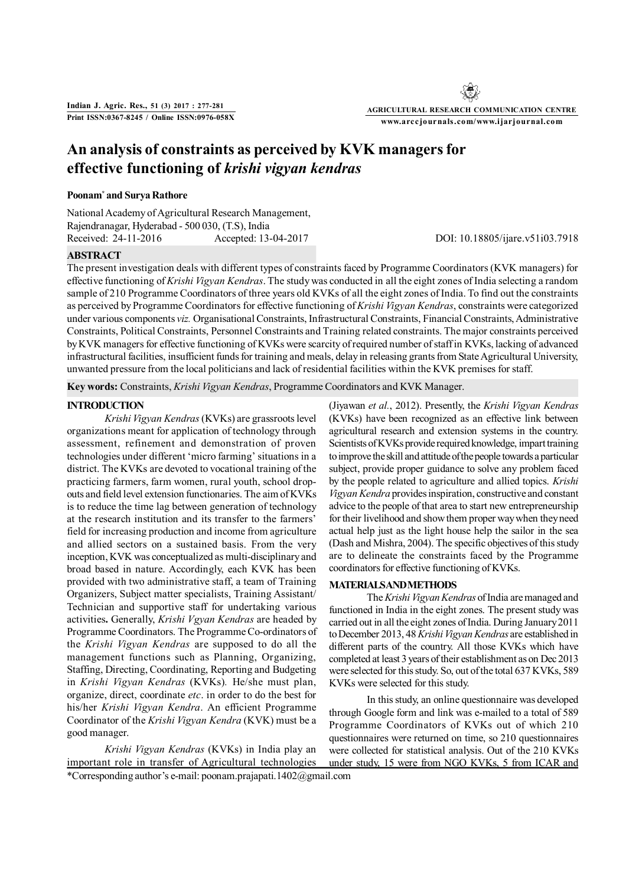# An analysis of constraints as perceived by KVK managers for effective functioning of *krishi vigyan kendras*

**Poonam[*] and Surya Rathore**

National Academy of Agricultural Research Management,
Rajendranagar, Hyderabad - 500 030, (T.S), India
Received: 24-11-2016 Accepted: 13-04-2017 DOI: 10.18805/ijare.v51i03.7918

## ABSTRACT

The present investigation deals with different types of constraints faced by Programme Coordinators (KVK managers) for effective functioning of *Krishi Vigyan Kendras*. The study was conducted in all the eight zones of India selecting a random sample of 210 Programme Coordinators of three years old KVKs of all the eight zones of India. To find out the constraints as perceived by Programme Coordinators for effective functioning of *Krishi Vigyan Kendras*, constraints were categorized under various components *viz.* Organisational Constraints, Infrastructural Constraints, Financial Constraints, Administrative Constraints, Political Constraints, Personnel Constraints and Training related constraints. The major constraints perceived by KVK managers for effective functioning of KVKs were scarcity of required number of staff in KVKs, lacking of advanced infrastructural facilities, insufficient funds for training and meals, delay in releasing grants from State Agricultural University, unwanted pressure from the local politicians and lack of residential facilities within the KVK premises for staff.

**Key words:** Constraints, *Krishi Vigyan Kendras*, Programme Coordinators and KVK Manager.

## INTRODUCTION

*Krishi Vigyan Kendras* (KVKs) are grassroots level organizations meant for application of technology through assessment, refinement and demonstration of proven technologies under different 'micro farming' situations in a district. The KVKs are devoted to vocational training of the practicing farmers, farm women, rural youth, school drop-outs and field level extension functionaries. The aim of KVKs is to reduce the time lag between generation of technology at the research institution and its transfer to the farmers' field for increasing production and income from agriculture and allied sectors on a sustained basis. From the very inception, KVK was conceptualized as multi-disciplinary and broad based in nature. Accordingly, each KVK has been provided with two administrative staff, a team of Training Organizers, Subject matter specialists, Training Assistant/ Technician and supportive staff for undertaking various activities**.** Generally, *Krishi Vgyan Kendras* are headed by Programme Coordinators. The Programme Co-ordinators of the *Krishi Vigyan Kendras* are supposed to do all the management functions such as Planning, Organizing, Staffing, Directing, Coordinating, Reporting and Budgeting in *Krishi Vigyan Kendras* (KVKs). He/she must plan, organize, direct, coordinate *etc*. in order to do the best for his/her *Krishi Vigyan Kendra*. An efficient Programme Coordinator of the *Krishi Vigyan Kendra* (KVK) must be a good manager.

*Krishi Vigyan Kendras* (KVKs) in India play an important role in transfer of Agricultural technologies (Jiyawan *et al.*, 2012). Presently, the *Krishi Vigyan Kendras* (KVKs) have been recognized as an effective link between agricultural research and extension systems in the country. Scientists of KVKs provide required knowledge, impart training to improve the skill and attitude of the people towards a particular subject, provide proper guidance to solve any problem faced by the people related to agriculture and allied topics. *Krishi Vigyan Kendra* provides inspiration, constructive and constant advice to the people of that area to start new entrepreneurship for their livelihood and show them proper way when they need actual help just as the light house help the sailor in the sea (Dash and Mishra, 2004). The specific objectives of this study are to delineate the constraints faced by the Programme coordinators for effective functioning of KVKs.

## MATERIALS AND METHODS

The *Krishi Vigyan Kendras* of India are managed and functioned in India in the eight zones. The present study was carried out in all the eight zones of India. During January 2011 to December 2013, 48 *Krishi Vigyan Kendras* are established in different parts of the country. All those KVKs which have completed at least 3 years of their establishment as on Dec 2013 were selected for this study. So, out of the total 637 KVKs, 589 KVKs were selected for this study.

In this study, an online questionnaire was developed through Google form and link was e-mailed to a total of 589 Programme Coordinators of KVKs out of which 210 questionnaires were returned on time, so 210 questionnaires were collected for statistical analysis. Out of the 210 KVKs under study, 15 were from NGO KVKs, 5 from ICAR and

*Corresponding author's e-mail: poonam.prajapati.1402@gmail.com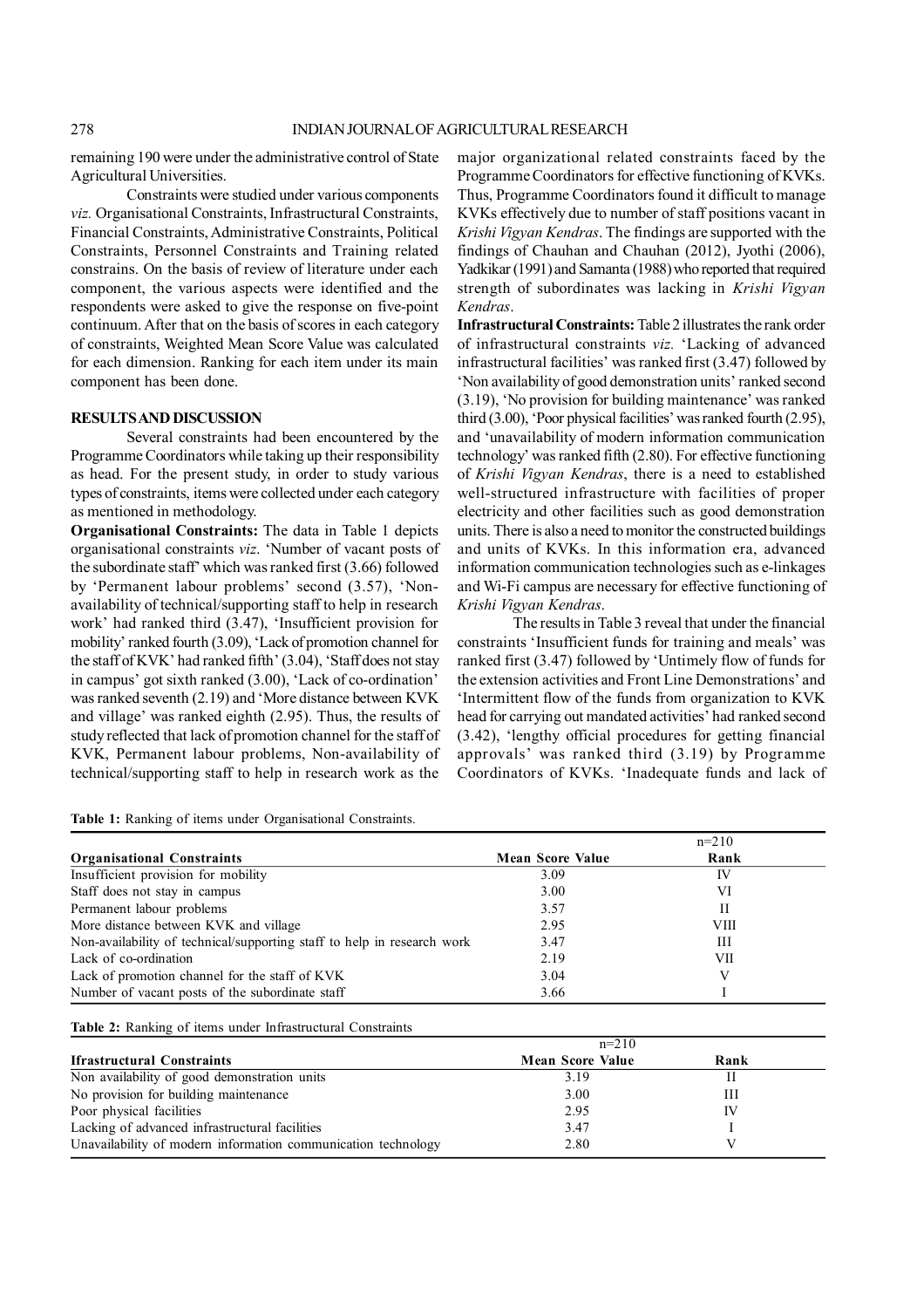remaining 190 were under the administrative control of State Agricultural Universities.

Constraints were studied under various components *viz.* Organisational Constraints, Infrastructural Constraints, Financial Constraints, Administrative Constraints, Political Constraints, Personnel Constraints and Training related constrains. On the basis of review of literature under each component, the various aspects were identified and the respondents were asked to give the response on five-point continuum. After that on the basis of scores in each category of constraints, Weighted Mean Score Value was calculated for each dimension. Ranking for each item under its main component has been done.

## RESULTS AND DISCUSSION

Several constraints had been encountered by the Programme Coordinators while taking up their responsibility as head. For the present study, in order to study various types of constraints, items were collected under each category as mentioned in methodology.

**Organisational Constraints:** The data in Table 1 depicts organisational constraints *viz.* 'Number of vacant posts of the subordinate staff' which was ranked first (3.66) followed by 'Permanent labour problems' second (3.57), 'Non-availability of technical/supporting staff to help in research work' had ranked third (3.47), 'Insufficient provision for mobility' ranked fourth (3.09), 'Lack of promotion channel for the staff of KVK' had ranked fifth' (3.04), 'Staff does not stay in campus' got sixth ranked (3.00), 'Lack of co-ordination' was ranked seventh (2.19) and 'More distance between KVK and village' was ranked eighth (2.95). Thus, the results of study reflected that lack of promotion channel for the staff of KVK, Permanent labour problems, Non-availability of technical/supporting staff to help in research work as the major organizational related constraints faced by the Programme Coordinators for effective functioning of KVKs. Thus, Programme Coordinators found it difficult to manage KVKs effectively due to number of staff positions vacant in *Krishi Vigyan Kendras*. The findings are supported with the findings of Chauhan and Chauhan (2012), Jyothi (2006), Yadkikar (1991) and Samanta (1988) who reported that required strength of subordinates was lacking in *Krishi Vigyan Kendras*.

**Infrastructural Constraints:** Table 2 illustrates the rank order of infrastructural constraints *viz.* 'Lacking of advanced infrastructural facilities' was ranked first (3.47) followed by 'Non availability of good demonstration units' ranked second (3.19), 'No provision for building maintenance' was ranked third (3.00), 'Poor physical facilities' was ranked fourth (2.95), and 'unavailability of modern information communication technology' was ranked fifth (2.80). For effective functioning of *Krishi Vigyan Kendras*, there is a need to established well-structured infrastructure with facilities of proper electricity and other facilities such as good demonstration units. There is also a need to monitor the constructed buildings and units of KVKs. In this information era, advanced information communication technologies such as e-linkages and Wi-Fi campus are necessary for effective functioning of *Krishi Vigyan Kendras*.

The results in Table 3 reveal that under the financial constraints 'Insufficient funds for training and meals' was ranked first (3.47) followed by 'Untimely flow of funds for the extension activities and Front Line Demonstrations' and 'Intermittent flow of the funds from organization to KVK head for carrying out mandated activities' had ranked second (3.42), 'lengthy official procedures for getting financial approvals' was ranked third (3.19) by Programme Coordinators of KVKs. 'Inadequate funds and lack of

**Table 1:** Ranking of items under Organisational Constraints.

| Organisational Constraints | Mean Score Value | Rank (n=210) |
|---|---|---|
| Insufficient provision for mobility | 3.09 | IV |
| Staff does not stay in campus | 3.00 | VI |
| Permanent labour problems | 3.57 | II |
| More distance between KVK and village | 2.95 | VIII |
| Non-availability of technical/supporting staff to help in research work | 3.47 | III |
| Lack of co-ordination | 2.19 | VII |
| Lack of promotion channel for the staff of KVK | 3.04 | V |
| Number of vacant posts of the subordinate staff | 3.66 | I |

**Table 2:** Ranking of items under Infrastructural Constraints

| Ifrastructural Constraints | Mean Score Value (n=210) | Rank |
|---|---|---|
| Non availability of good demonstration units | 3.19 | II |
| No provision for building maintenance | 3.00 | III |
| Poor physical facilities | 2.95 | IV |
| Lacking of advanced infrastructural facilities | 3.47 | I |
| Unavailability of modern information communication technology | 2.80 | V |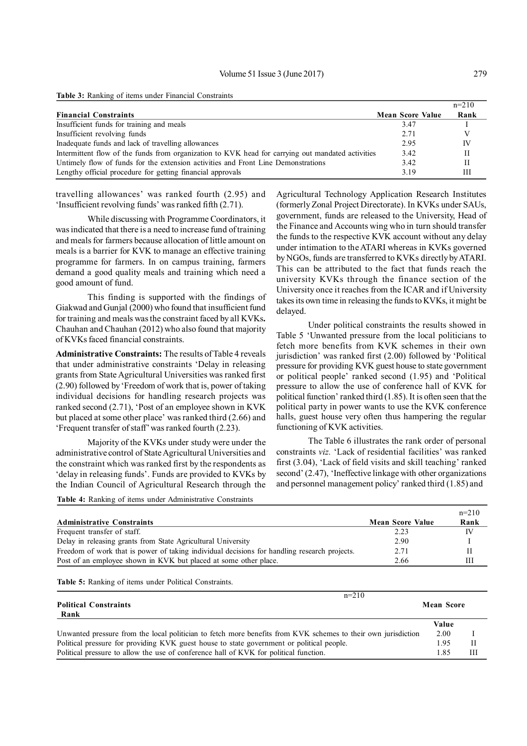**Table 3:** Ranking of items under Financial Constraints

n=210

| Financial Constraints | Mean Score Value | Rank |
|---|---|---|
| Insufficient funds for training and meals | 3.47 | I |
| Insufficient revolving funds | 2.71 | V |
| Inadequate funds and lack of travelling allowances | 2.95 | IV |
| Intermittent flow of the funds from organization to KVK head for carrying out mandated activities | 3.42 | II |
| Untimely flow of funds for the extension activities and Front Line Demonstrations | 3.42 | II |
| Lengthy official procedure for getting financial approvals | 3.19 | III |

travelling allowances' was ranked fourth (2.95) and 'Insufficient revolving funds' was ranked fifth (2.71).

While discussing with Programme Coordinators, it was indicated that there is a need to increase fund of training and meals for farmers because allocation of little amount on meals is a barrier for KVK to manage an effective training programme for farmers. In on campus training, farmers demand a good quality meals and training which need a good amount of fund.

This finding is supported with the findings of Giakwad and Gunjal (2000) who found that insufficient fund for training and meals was the constraint faced by all KVKs**.** Chauhan and Chauhan (2012) who also found that majority of KVKs faced financial constraints.

**Administrative Constraints:** The results of Table 4 reveals that under administrative constraints 'Delay in releasing grants from State Agricultural Universities was ranked first (2.90) followed by 'Freedom of work that is, power of taking individual decisions for handling research projects was ranked second (2.71), 'Post of an employee shown in KVK but placed at some other place' was ranked third (2.66) and 'Frequent transfer of staff' was ranked fourth (2.23).

Majority of the KVKs under study were under the administrative control of State Agricultural Universities and the constraint which was ranked first by the respondents as 'delay in releasing funds'. Funds are provided to KVKs by the Indian Council of Agricultural Research through the Agricultural Technology Application Research Institutes (formerly Zonal Project Directorate). In KVKs under SAUs, government, funds are released to the University, Head of the Finance and Accounts wing who in turn should transfer the funds to the respective KVK account without any delay under intimation to the ATARI whereas in KVKs governed by NGOs, funds are transferred to KVKs directly by ATARI. This can be attributed to the fact that funds reach the university KVKs through the finance section of the University once it reaches from the ICAR and if University takes its own time in releasing the funds to KVKs, it might be delayed.

Under political constraints the results showed in Table 5 'Unwanted pressure from the local politicians to fetch more benefits from KVK schemes in their own jurisdiction' was ranked first (2.00) followed by 'Political pressure for providing KVK guest house to state government or political people' ranked second (1.95) and 'Political pressure to allow the use of conference hall of KVK for political function' ranked third (1.85). It is often seen that the political party in power wants to use the KVK conference halls, guest house very often thus hampering the regular functioning of KVK activities.

The Table 6 illustrates the rank order of personal constraints *viz.* 'Lack of residential facilities' was ranked first (3.04), 'Lack of field visits and skill teaching' ranked second' (2.47), 'Ineffective linkage with other organizations and personnel management policy' ranked third (1.85) and

**Table 4:** Ranking of items under Administrative Constraints

n=210

| Administrative Constraints | Mean Score Value | Rank |
|---|---|---|
| Frequent transfer of staff. | 2.23 | IV |
| Delay in releasing grants from State Agricultural University | 2.90 | I |
| Freedom of work that is power of taking individual decisions for handling research projects. | 2.71 | II |
| Post of an employee shown in KVK but placed at some other place. | 2.66 | III |

**Table 5:** Ranking of items under Political Constraints.

n=210

| Political Constraints | Mean Score Value | Rank |
|---|---|---|
| Unwanted pressure from the local politician to fetch more benefits from KVK schemes to their own jurisdiction | 2.00 | I |
| Political pressure for providing KVK guest house to state government or political people. | 1.95 | II |
| Political pressure to allow the use of conference hall of KVK for political function. | 1.85 | III |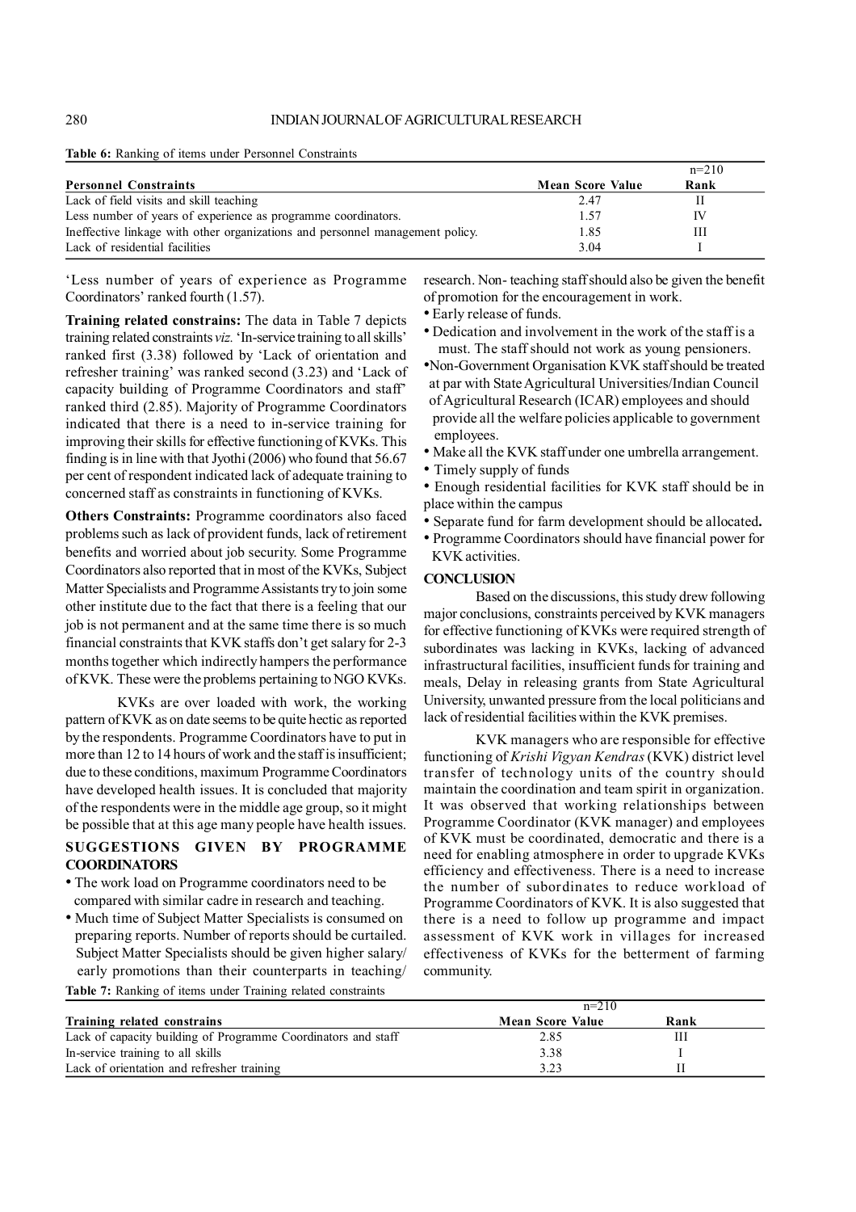**Table 6:** Ranking of items under Personnel Constraints

| Personnel Constraints | Mean Score Value | Rank |
|---|---|---|
| | | n=210 |
| Lack of field visits and skill teaching | 2.47 | II |
| Less number of years of experience as programme coordinators. | 1.57 | IV |
| Ineffective linkage with other organizations and personnel management policy. | 1.85 | III |
| Lack of residential facilities | 3.04 | I |

'Less number of years of experience as Programme Coordinators' ranked fourth (1.57).

**Training related constrains:** The data in Table 7 depicts training related constraints *viz.* 'In-service training to all skills' ranked first (3.38) followed by 'Lack of orientation and refresher training' was ranked second (3.23) and 'Lack of capacity building of Programme Coordinators and staff' ranked third (2.85). Majority of Programme Coordinators indicated that there is a need to in-service training for improving their skills for effective functioning of KVKs. This finding is in line with that Jyothi (2006) who found that 56.67 per cent of respondent indicated lack of adequate training to concerned staff as constraints in functioning of KVKs.

**Others Constraints:** Programme coordinators also faced problems such as lack of provident funds, lack of retirement benefits and worried about job security. Some Programme Coordinators also reported that in most of the KVKs, Subject Matter Specialists and Programme Assistants try to join some other institute due to the fact that there is a feeling that our job is not permanent and at the same time there is so much financial constraints that KVK staffs don't get salary for 2-3 months together which indirectly hampers the performance of KVK. These were the problems pertaining to NGO KVKs.

KVKs are over loaded with work, the working pattern of KVK as on date seems to be quite hectic as reported by the respondents. Programme Coordinators have to put in more than 12 to 14 hours of work and the staff is insufficient; due to these conditions, maximum Programme Coordinators have developed health issues. It is concluded that majority of the respondents were in the middle age group, so it might be possible that at this age many people have health issues.

## SUGGESTIONS GIVEN BY PROGRAMME COORDINATORS

- The work load on Programme coordinators need to be compared with similar cadre in research and teaching.
- Much time of Subject Matter Specialists is consumed on preparing reports. Number of reports should be curtailed. Subject Matter Specialists should be given higher salary/ early promotions than their counterparts in teaching/ research. Non- teaching staff should also be given the benefit of promotion for the encouragement in work.
- Early release of funds.
- Dedication and involvement in the work of the staff is a must. The staff should not work as young pensioners.
- Non-Government Organisation KVK staff should be treated at par with State Agricultural Universities/Indian Council of Agricultural Research (ICAR) employees and should provide all the welfare policies applicable to government employees.
- Make all the KVK staff under one umbrella arrangement.
- Timely supply of funds
- Enough residential facilities for KVK staff should be in place within the campus
- Separate fund for farm development should be allocated**.**
- Programme Coordinators should have financial power for KVK activities.

## CONCLUSION

Based on the discussions, this study drew following major conclusions, constraints perceived by KVK managers for effective functioning of KVKs were required strength of subordinates was lacking in KVKs, lacking of advanced infrastructural facilities, insufficient funds for training and meals, Delay in releasing grants from State Agricultural University, unwanted pressure from the local politicians and lack of residential facilities within the KVK premises.

KVK managers who are responsible for effective functioning of *Krishi Vigyan Kendras* (KVK) district level transfer of technology units of the country should maintain the coordination and team spirit in organization. It was observed that working relationships between Programme Coordinator (KVK manager) and employees of KVK must be coordinated, democratic and there is a need for enabling atmosphere in order to upgrade KVKs efficiency and effectiveness. There is a need to increase the number of subordinates to reduce workload of Programme Coordinators of KVK. It is also suggested that there is a need to follow up programme and impact assessment of KVK work in villages for increased effectiveness of KVKs for the betterment of farming community.

**Table 7:** Ranking of items under Training related constraints

| Training related constrains | Mean Score Value | Rank |
|---|---|---|
| | n=210 | |
| Lack of capacity building of Programme Coordinators and staff | 2.85 | III |
| In-service training to all skills | 3.38 | I |
| Lack of orientation and refresher training | 3.23 | II |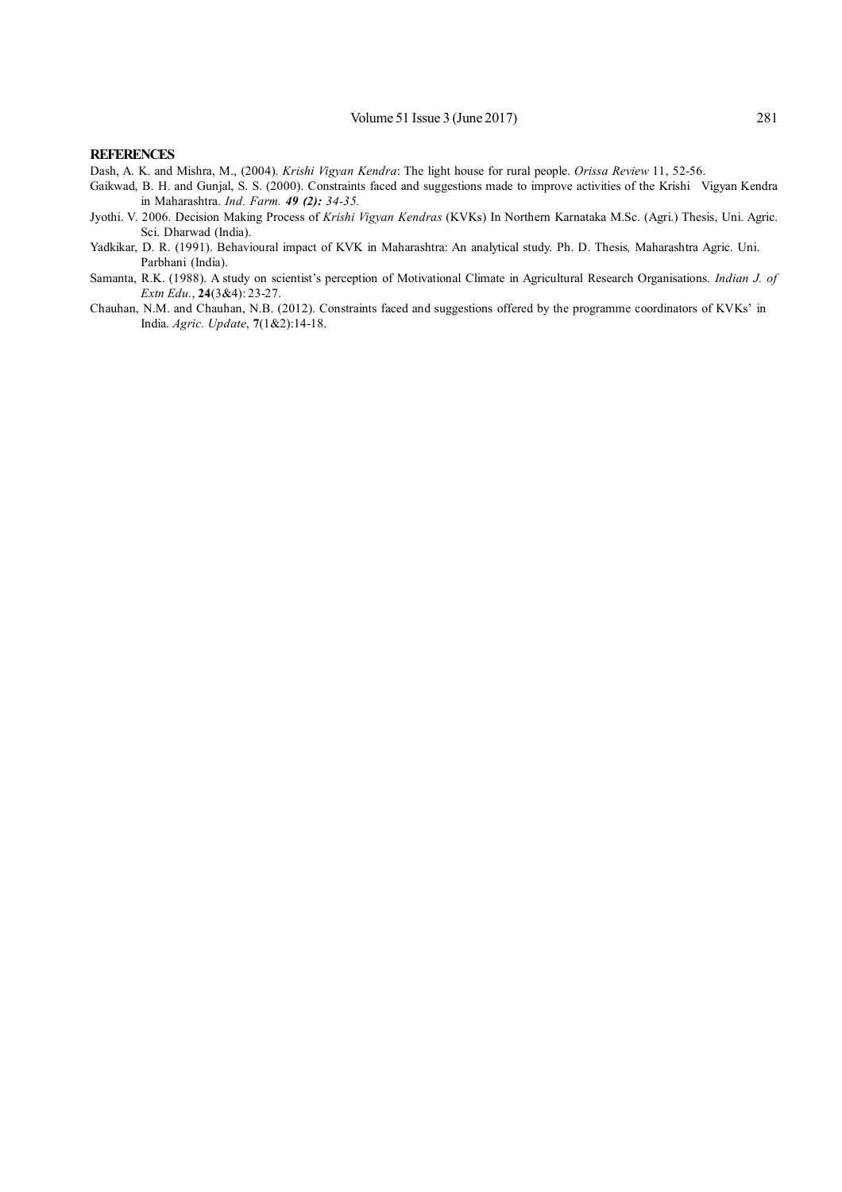## REFERENCES

Dash, A. K. and Mishra, M., (2004). *Krishi Vigyan Kendra*: The light house for rural people. *Orissa Review* 11, 52-56.

Gaikwad, B. H. and Gunjal, S. S. (2000). Constraints faced and suggestions made to improve activities of the Krishi Vigyan Kendra in Maharashtra. *Ind. Farm. **49 (2):** 34-35.*

Jyothi. V. 2006. Decision Making Process of *Krishi Vigyan Kendras* (KVKs) In Northern Karnataka M.Sc. (Agri.) Thesis, Uni. Agric. Sci. Dharwad (India).

Yadkikar, D. R. (1991). Behavioural impact of KVK in Maharashtra: An analytical study. Ph. D. Thesis*,* Maharashtra Agric. Uni. Parbhani (India).

Samanta, R.K. (1988). A study on scientist's perception of Motivational Climate in Agricultural Research Organisations. *Indian J. of Extn Edu.*, **24**(3&4): 23-27.

Chauhan, N.M. and Chauhan, N.B. (2012). Constraints faced and suggestions offered by the programme coordinators of KVKs' in India. *Agric. Update*, **7**(1&2):14-18.